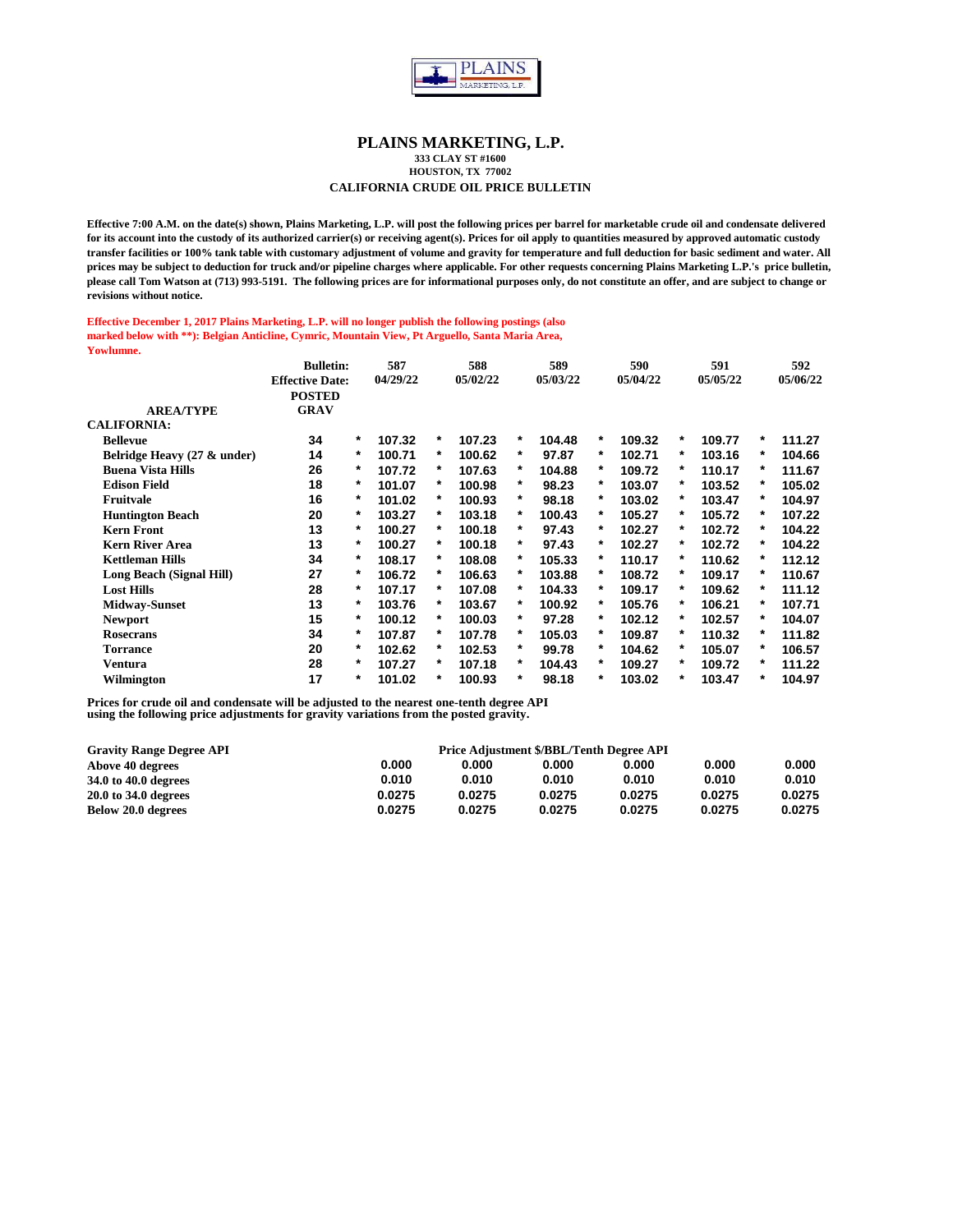# PLAINS MARKETING, L.P.

**333 CLAY ST #1600**
**HOUSTON, TX 77002**

**CALIFORNIA CRUDE OIL PRICE BULLETIN**

**Effective 7:00 A.M. on the date(s) shown, Plains Marketing, L.P. will post the following prices per barrel for marketable crude oil and condensate delivered for its account into the custody of its authorized carrier(s) or receiving agent(s). Prices for oil apply to quantities measured by approved automatic custody transfer facilities or 100% tank table with customary adjustment of volume and gravity for temperature and full deduction for basic sediment and water. All prices may be subject to deduction for truck and/or pipeline charges where applicable. For other requests concerning Plains Marketing L.P.'s price bulletin, please call Tom Watson at (713) 993-5191. The following prices are for informational purposes only, do not constitute an offer, and are subject to change or revisions without notice.**

**Effective December 1, 2017 Plains Marketing, L.P. will no longer publish the following postings (also marked below with **): Belgian Anticline, Cymric, Mountain View, Pt Arguello, Santa Maria Area, Yowlumne.**

| AREA/TYPE | Bulletin: / Effective Date: / POSTED GRAV | | 587 04/29/22 | | 588 05/02/22 | | 589 05/03/22 | | 590 05/04/22 | | 591 05/05/22 | | 592 05/06/22 |
|---|---|---|---|---|---|---|---|---|---|---|---|---|---|
| **CALIFORNIA:** | | | | | | | | | | | | | |
| Bellevue | 34 | * | 107.32 | * | 107.23 | * | 104.48 | * | 109.32 | * | 109.77 | * | 111.27 |
| Belridge Heavy (27 & under) | 14 | * | 100.71 | * | 100.62 | * | 97.87 | * | 102.71 | * | 103.16 | * | 104.66 |
| Buena Vista Hills | 26 | * | 107.72 | * | 107.63 | * | 104.88 | * | 109.72 | * | 110.17 | * | 111.67 |
| Edison Field | 18 | * | 101.07 | * | 100.98 | * | 98.23 | * | 103.07 | * | 103.52 | * | 105.02 |
| Fruitvale | 16 | * | 101.02 | * | 100.93 | * | 98.18 | * | 103.02 | * | 103.47 | * | 104.97 |
| Huntington Beach | 20 | * | 103.27 | * | 103.18 | * | 100.43 | * | 105.27 | * | 105.72 | * | 107.22 |
| Kern Front | 13 | * | 100.27 | * | 100.18 | * | 97.43 | * | 102.27 | * | 102.72 | * | 104.22 |
| Kern River Area | 13 | * | 100.27 | * | 100.18 | * | 97.43 | * | 102.27 | * | 102.72 | * | 104.22 |
| Kettleman Hills | 34 | * | 108.17 | * | 108.08 | * | 105.33 | * | 110.17 | * | 110.62 | * | 112.12 |
| Long Beach (Signal Hill) | 27 | * | 106.72 | * | 106.63 | * | 103.88 | * | 108.72 | * | 109.17 | * | 110.67 |
| Lost Hills | 28 | * | 107.17 | * | 107.08 | * | 104.33 | * | 109.17 | * | 109.62 | * | 111.12 |
| Midway-Sunset | 13 | * | 103.76 | * | 103.67 | * | 100.92 | * | 105.76 | * | 106.21 | * | 107.71 |
| Newport | 15 | * | 100.12 | * | 100.03 | * | 97.28 | * | 102.12 | * | 102.57 | * | 104.07 |
| Rosecrans | 34 | * | 107.87 | * | 107.78 | * | 105.03 | * | 109.87 | * | 110.32 | * | 111.82 |
| Torrance | 20 | * | 102.62 | * | 102.53 | * | 99.78 | * | 104.62 | * | 105.07 | * | 106.57 |
| Ventura | 28 | * | 107.27 | * | 107.18 | * | 104.43 | * | 109.27 | * | 109.72 | * | 111.22 |
| Wilmington | 17 | * | 101.02 | * | 100.93 | * | 98.18 | * | 103.02 | * | 103.47 | * | 104.97 |

**Prices for crude oil and condensate will be adjusted to the nearest one-tenth degree API using the following price adjustments for gravity variations from the posted gravity.**

| Gravity Range Degree API | Price Adjustment $/BBL/Tenth Degree API | | | | | |
|---|---|---|---|---|---|---|
| Above 40 degrees | 0.000 | 0.000 | 0.000 | 0.000 | 0.000 | 0.000 |
| 34.0 to 40.0 degrees | 0.010 | 0.010 | 0.010 | 0.010 | 0.010 | 0.010 |
| 20.0 to 34.0 degrees | 0.0275 | 0.0275 | 0.0275 | 0.0275 | 0.0275 | 0.0275 |
| Below 20.0 degrees | 0.0275 | 0.0275 | 0.0275 | 0.0275 | 0.0275 | 0.0275 |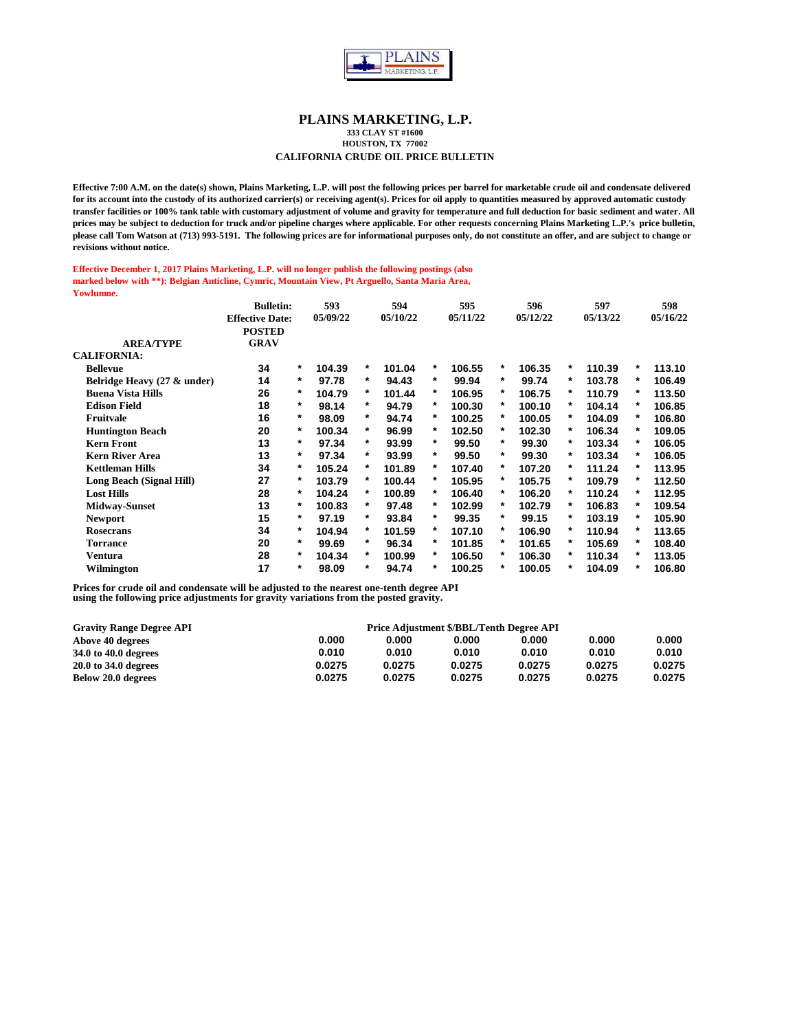# PLAINS MARKETING, L.P.

**333 CLAY ST #1600**
**HOUSTON, TX 77002**

**CALIFORNIA CRUDE OIL PRICE BULLETIN**

**Effective 7:00 A.M. on the date(s) shown, Plains Marketing, L.P. will post the following prices per barrel for marketable crude oil and condensate delivered for its account into the custody of its authorized carrier(s) or receiving agent(s). Prices for oil apply to quantities measured by approved automatic custody transfer facilities or 100% tank table with customary adjustment of volume and gravity for temperature and full deduction for basic sediment and water. All prices may be subject to deduction for truck and/or pipeline charges where applicable. For other requests concerning Plains Marketing L.P.'s price bulletin, please call Tom Watson at (713) 993-5191. The following prices are for informational purposes only, do not constitute an offer, and are subject to change or revisions without notice.**

**Effective December 1, 2017 Plains Marketing, L.P. will no longer publish the following postings (also marked below with **): Belgian Anticline, Cymric, Mountain View, Pt Arguello, Santa Maria Area, Yowlumne.**

| AREA/TYPE | Bulletin: Effective Date: POSTED GRAV | | 593 05/09/22 | | 594 05/10/22 | | 595 05/11/22 | | 596 05/12/22 | | 597 05/13/22 | | 598 05/16/22 |
|---|---|---|---|---|---|---|---|---|---|---|---|---|---|
| **CALIFORNIA:** | | | | | | | | | | | | | |
| Bellevue | 34 | * | 104.39 | * | 101.04 | * | 106.55 | * | 106.35 | * | 110.39 | * | 113.10 |
| Belridge Heavy (27 & under) | 14 | * | 97.78 | * | 94.43 | * | 99.94 | * | 99.74 | * | 103.78 | * | 106.49 |
| Buena Vista Hills | 26 | * | 104.79 | * | 101.44 | * | 106.95 | * | 106.75 | * | 110.79 | * | 113.50 |
| Edison Field | 18 | * | 98.14 | * | 94.79 | * | 100.30 | * | 100.10 | * | 104.14 | * | 106.85 |
| Fruitvale | 16 | * | 98.09 | * | 94.74 | * | 100.25 | * | 100.05 | * | 104.09 | * | 106.80 |
| Huntington Beach | 20 | * | 100.34 | * | 96.99 | * | 102.50 | * | 102.30 | * | 106.34 | * | 109.05 |
| Kern Front | 13 | * | 97.34 | * | 93.99 | * | 99.50 | * | 99.30 | * | 103.34 | * | 106.05 |
| Kern River Area | 13 | * | 97.34 | * | 93.99 | * | 99.50 | * | 99.30 | * | 103.34 | * | 106.05 |
| Kettleman Hills | 34 | * | 105.24 | * | 101.89 | * | 107.40 | * | 107.20 | * | 111.24 | * | 113.95 |
| Long Beach (Signal Hill) | 27 | * | 103.79 | * | 100.44 | * | 105.95 | * | 105.75 | * | 109.79 | * | 112.50 |
| Lost Hills | 28 | * | 104.24 | * | 100.89 | * | 106.40 | * | 106.20 | * | 110.24 | * | 112.95 |
| Midway-Sunset | 13 | * | 100.83 | * | 97.48 | * | 102.99 | * | 102.79 | * | 106.83 | * | 109.54 |
| Newport | 15 | * | 97.19 | * | 93.84 | * | 99.35 | * | 99.15 | * | 103.19 | * | 105.90 |
| Rosecrans | 34 | * | 104.94 | * | 101.59 | * | 107.10 | * | 106.90 | * | 110.94 | * | 113.65 |
| Torrance | 20 | * | 99.69 | * | 96.34 | * | 101.85 | * | 101.65 | * | 105.69 | * | 108.40 |
| Ventura | 28 | * | 104.34 | * | 100.99 | * | 106.50 | * | 106.30 | * | 110.34 | * | 113.05 |
| Wilmington | 17 | * | 98.09 | * | 94.74 | * | 100.25 | * | 100.05 | * | 104.09 | * | 106.80 |

**Prices for crude oil and condensate will be adjusted to the nearest one-tenth degree API using the following price adjustments for gravity variations from the posted gravity.**

| Gravity Range Degree API | Price Adjustment $/BBL/Tenth Degree API | | | | | |
|---|---|---|---|---|---|---|
| Above 40 degrees | 0.000 | 0.000 | 0.000 | 0.000 | 0.000 | 0.000 |
| 34.0 to 40.0 degrees | 0.010 | 0.010 | 0.010 | 0.010 | 0.010 | 0.010 |
| 20.0 to 34.0 degrees | 0.0275 | 0.0275 | 0.0275 | 0.0275 | 0.0275 | 0.0275 |
| Below 20.0 degrees | 0.0275 | 0.0275 | 0.0275 | 0.0275 | 0.0275 | 0.0275 |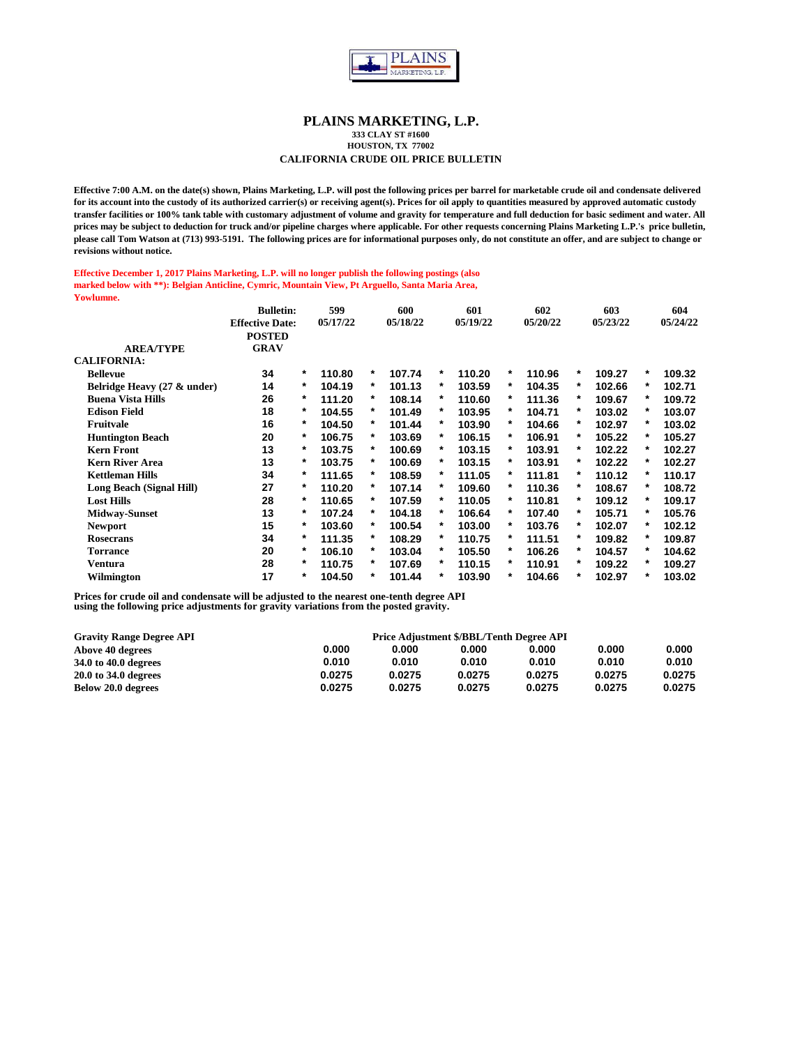PLAINS MARKETING, L.P.

# PLAINS MARKETING, L.P.

**333 CLAY ST #1600**
**HOUSTON, TX 77002**

**CALIFORNIA CRUDE OIL PRICE BULLETIN**

**Effective 7:00 A.M. on the date(s) shown, Plains Marketing, L.P. will post the following prices per barrel for marketable crude oil and condensate delivered for its account into the custody of its authorized carrier(s) or receiving agent(s). Prices for oil apply to quantities measured by approved automatic custody transfer facilities or 100% tank table with customary adjustment of volume and gravity for temperature and full deduction for basic sediment and water. All prices may be subject to deduction for truck and/or pipeline charges where applicable. For other requests concerning Plains Marketing L.P.'s price bulletin, please call Tom Watson at (713) 993-5191. The following prices are for informational purposes only, do not constitute an offer, and are subject to change or revisions without notice.**

**Effective December 1, 2017 Plains Marketing, L.P. will no longer publish the following postings (also marked below with **): Belgian Anticline, Cymric, Mountain View, Pt Arguello, Santa Maria Area, Yowlumne.**

| AREA/TYPE | Bulletin: / Effective Date: / POSTED GRAV | | 599 05/17/22 | | 600 05/18/22 | | 601 05/19/22 | | 602 05/20/22 | | 603 05/23/22 | | 604 05/24/22 |
|---|---|---|---|---|---|---|---|---|---|---|---|---|---|
| **CALIFORNIA:** | | | | | | | | | | | | | |
| Bellevue | 34 | * | 110.80 | * | 107.74 | * | 110.20 | * | 110.96 | * | 109.27 | * | 109.32 |
| Belridge Heavy (27 & under) | 14 | * | 104.19 | * | 101.13 | * | 103.59 | * | 104.35 | * | 102.66 | * | 102.71 |
| Buena Vista Hills | 26 | * | 111.20 | * | 108.14 | * | 110.60 | * | 111.36 | * | 109.67 | * | 109.72 |
| Edison Field | 18 | * | 104.55 | * | 101.49 | * | 103.95 | * | 104.71 | * | 103.02 | * | 103.07 |
| Fruitvale | 16 | * | 104.50 | * | 101.44 | * | 103.90 | * | 104.66 | * | 102.97 | * | 103.02 |
| Huntington Beach | 20 | * | 106.75 | * | 103.69 | * | 106.15 | * | 106.91 | * | 105.22 | * | 105.27 |
| Kern Front | 13 | * | 103.75 | * | 100.69 | * | 103.15 | * | 103.91 | * | 102.22 | * | 102.27 |
| Kern River Area | 13 | * | 103.75 | * | 100.69 | * | 103.15 | * | 103.91 | * | 102.22 | * | 102.27 |
| Kettleman Hills | 34 | * | 111.65 | * | 108.59 | * | 111.05 | * | 111.81 | * | 110.12 | * | 110.17 |
| Long Beach (Signal Hill) | 27 | * | 110.20 | * | 107.14 | * | 109.60 | * | 110.36 | * | 108.67 | * | 108.72 |
| Lost Hills | 28 | * | 110.65 | * | 107.59 | * | 110.05 | * | 110.81 | * | 109.12 | * | 109.17 |
| Midway-Sunset | 13 | * | 107.24 | * | 104.18 | * | 106.64 | * | 107.40 | * | 105.71 | * | 105.76 |
| Newport | 15 | * | 103.60 | * | 100.54 | * | 103.00 | * | 103.76 | * | 102.07 | * | 102.12 |
| Rosecrans | 34 | * | 111.35 | * | 108.29 | * | 110.75 | * | 111.51 | * | 109.82 | * | 109.87 |
| Torrance | 20 | * | 106.10 | * | 103.04 | * | 105.50 | * | 106.26 | * | 104.57 | * | 104.62 |
| Ventura | 28 | * | 110.75 | * | 107.69 | * | 110.15 | * | 110.91 | * | 109.22 | * | 109.27 |
| Wilmington | 17 | * | 104.50 | * | 101.44 | * | 103.90 | * | 104.66 | * | 102.97 | * | 103.02 |

**Prices for crude oil and condensate will be adjusted to the nearest one-tenth degree API using the following price adjustments for gravity variations from the posted gravity.**

| Gravity Range Degree API | Price Adjustment $/BBL/Tenth Degree API | | | | | |
|---|---|---|---|---|---|---|
| Above 40 degrees | 0.000 | 0.000 | 0.000 | 0.000 | 0.000 | 0.000 |
| 34.0 to 40.0 degrees | 0.010 | 0.010 | 0.010 | 0.010 | 0.010 | 0.010 |
| 20.0 to 34.0 degrees | 0.0275 | 0.0275 | 0.0275 | 0.0275 | 0.0275 | 0.0275 |
| Below 20.0 degrees | 0.0275 | 0.0275 | 0.0275 | 0.0275 | 0.0275 | 0.0275 |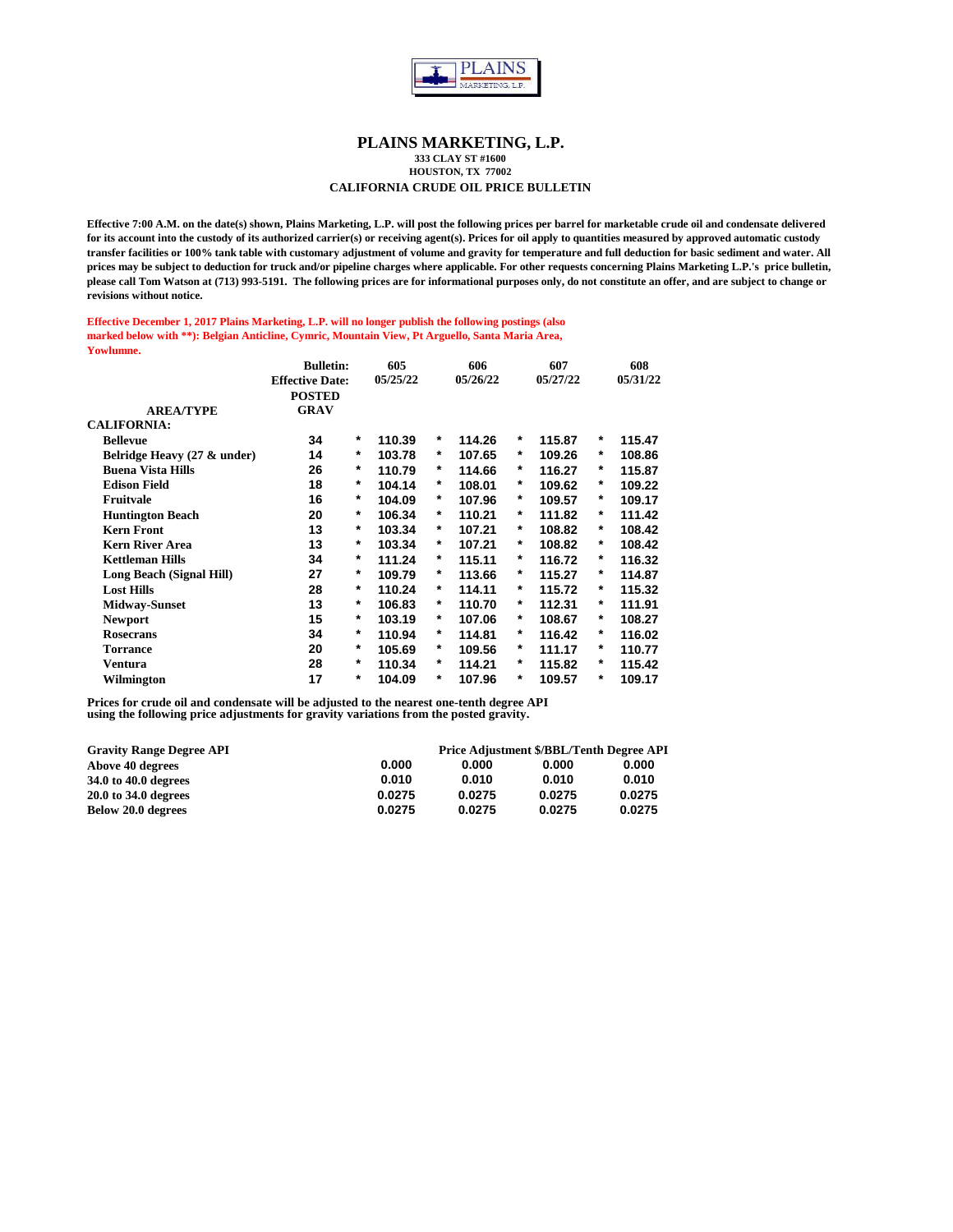PLAINS MARKETING, L.P.

# PLAINS MARKETING, L.P.

**333 CLAY ST #1600**
**HOUSTON, TX 77002**

**CALIFORNIA CRUDE OIL PRICE BULLETIN**

**Effective 7:00 A.M. on the date(s) shown, Plains Marketing, L.P. will post the following prices per barrel for marketable crude oil and condensate delivered for its account into the custody of its authorized carrier(s) or receiving agent(s). Prices for oil apply to quantities measured by approved automatic custody transfer facilities or 100% tank table with customary adjustment of volume and gravity for temperature and full deduction for basic sediment and water. All prices may be subject to deduction for truck and/or pipeline charges where applicable. For other requests concerning Plains Marketing L.P.'s price bulletin, please call Tom Watson at (713) 993-5191. The following prices are for informational purposes only, do not constitute an offer, and are subject to change or revisions without notice.**

**Effective December 1, 2017 Plains Marketing, L.P. will no longer publish the following postings (also marked below with **): Belgian Anticline, Cymric, Mountain View, Pt Arguello, Santa Maria Area, Yowlumne.**

| AREA/TYPE | POSTED GRAV | | Bulletin: 605 Effective Date: 05/25/22 | | 606 05/26/22 | | 607 05/27/22 | | 608 05/31/22 |
|---|---|---|---|---|---|---|---|---|---|
| **CALIFORNIA:** | | | | | | | | | |
| Bellevue | 34 | * | 110.39 | * | 114.26 | * | 115.87 | * | 115.47 |
| Belridge Heavy (27 & under) | 14 | * | 103.78 | * | 107.65 | * | 109.26 | * | 108.86 |
| Buena Vista Hills | 26 | * | 110.79 | * | 114.66 | * | 116.27 | * | 115.87 |
| Edison Field | 18 | * | 104.14 | * | 108.01 | * | 109.62 | * | 109.22 |
| Fruitvale | 16 | * | 104.09 | * | 107.96 | * | 109.57 | * | 109.17 |
| Huntington Beach | 20 | * | 106.34 | * | 110.21 | * | 111.82 | * | 111.42 |
| Kern Front | 13 | * | 103.34 | * | 107.21 | * | 108.82 | * | 108.42 |
| Kern River Area | 13 | * | 103.34 | * | 107.21 | * | 108.82 | * | 108.42 |
| Kettleman Hills | 34 | * | 111.24 | * | 115.11 | * | 116.72 | * | 116.32 |
| Long Beach (Signal Hill) | 27 | * | 109.79 | * | 113.66 | * | 115.27 | * | 114.87 |
| Lost Hills | 28 | * | 110.24 | * | 114.11 | * | 115.72 | * | 115.32 |
| Midway-Sunset | 13 | * | 106.83 | * | 110.70 | * | 112.31 | * | 111.91 |
| Newport | 15 | * | 103.19 | * | 107.06 | * | 108.67 | * | 108.27 |
| Rosecrans | 34 | * | 110.94 | * | 114.81 | * | 116.42 | * | 116.02 |
| Torrance | 20 | * | 105.69 | * | 109.56 | * | 111.17 | * | 110.77 |
| Ventura | 28 | * | 110.34 | * | 114.21 | * | 115.82 | * | 115.42 |
| Wilmington | 17 | * | 104.09 | * | 107.96 | * | 109.57 | * | 109.17 |

**Prices for crude oil and condensate will be adjusted to the nearest one-tenth degree API using the following price adjustments for gravity variations from the posted gravity.**

| Gravity Range Degree API | Price Adjustment $/BBL/Tenth Degree API | | | |
|---|---|---|---|---|
| Above 40 degrees | 0.000 | 0.000 | 0.000 | 0.000 |
| 34.0 to 40.0 degrees | 0.010 | 0.010 | 0.010 | 0.010 |
| 20.0 to 34.0 degrees | 0.0275 | 0.0275 | 0.0275 | 0.0275 |
| Below 20.0 degrees | 0.0275 | 0.0275 | 0.0275 | 0.0275 |